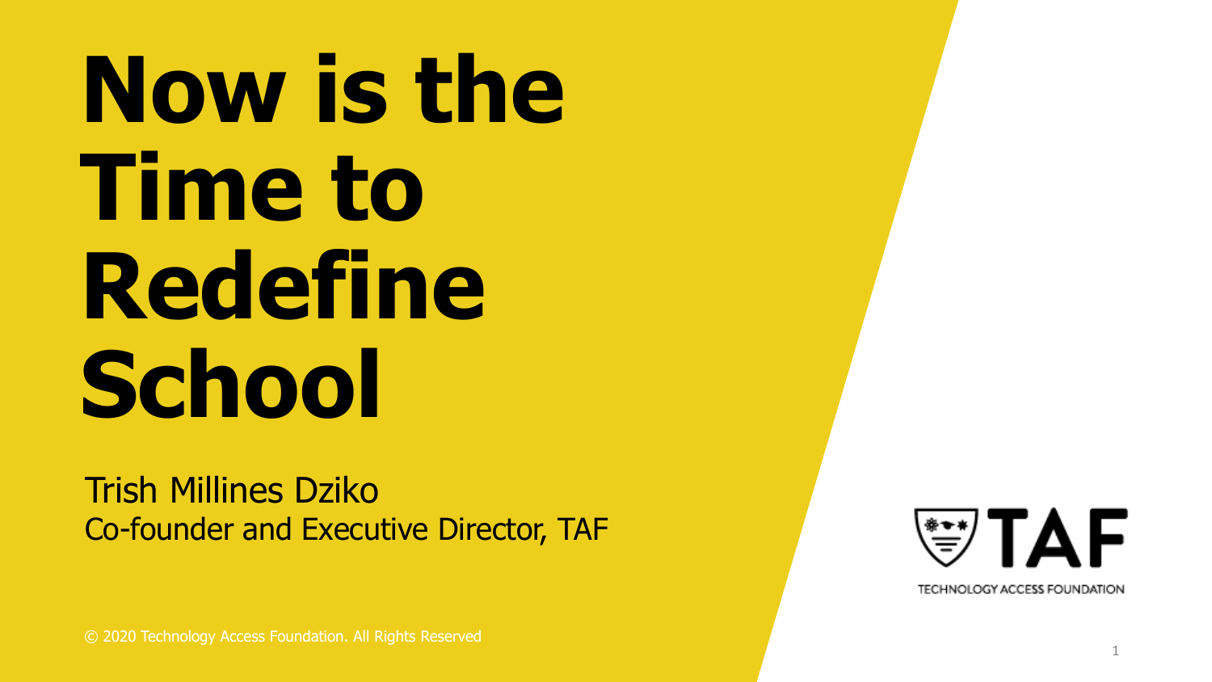# Now is the Time to Redefine School

Trish Millines Dziko
Co-founder and Executive Director, TAF

TAF
TECHNOLOGY ACCESS FOUNDATION

© 2020 Technology Access Foundation. All Rights Reserved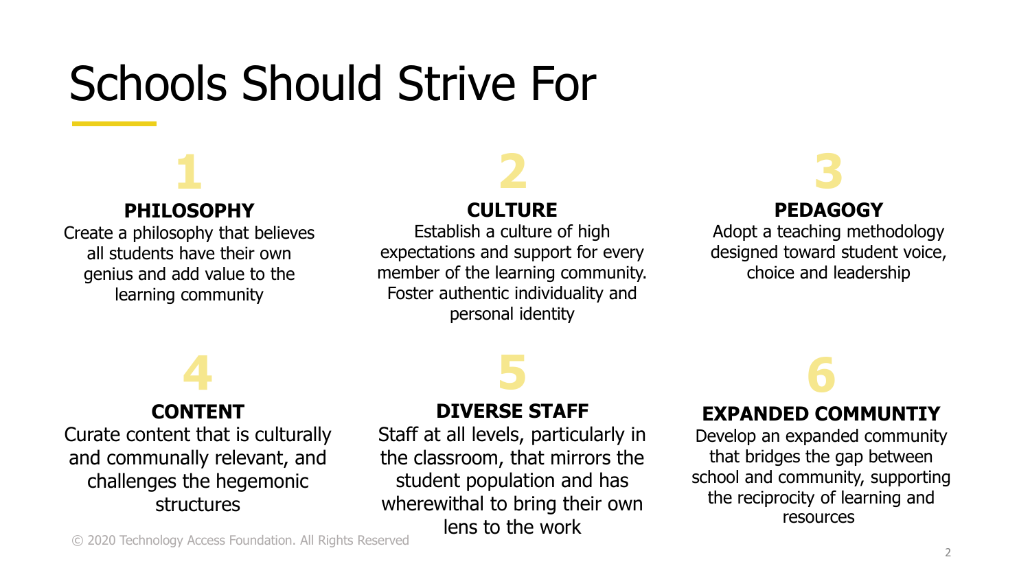# Schools Should Strive For

### 1
**PHILOSOPHY**

Create a philosophy that believes all students have their own genius and add value to the learning community

### 2
**CULTURE**

Establish a culture of high expectations and support for every member of the learning community. Foster authentic individuality and personal identity

### 3
**PEDAGOGY**

Adopt a teaching methodology designed toward student voice, choice and leadership

### 4
**CONTENT**

Curate content that is culturally and communally relevant, and challenges the hegemonic structures

### 5
**DIVERSE STAFF**

Staff at all levels, particularly in the classroom, that mirrors the student population and has wherewithal to bring their own lens to the work

### 6
**EXPANDED COMMUNTIY**

Develop an expanded community that bridges the gap between school and community, supporting the reciprocity of learning and resources

© 2020 Technology Access Foundation. All Rights Reserved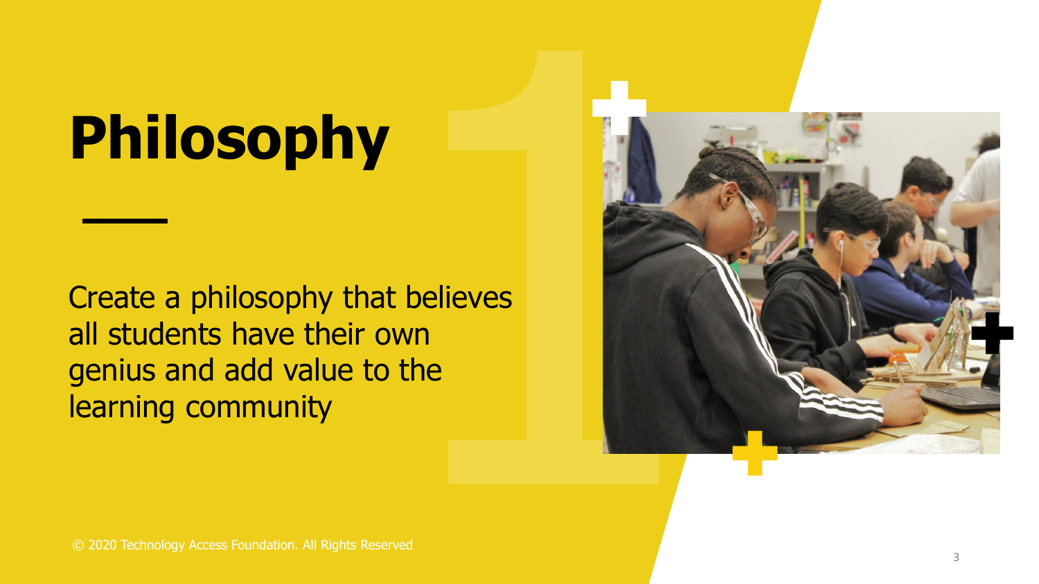# Philosophy

Create a philosophy that believes all students have their own genius and add value to the learning community

© 2020 Technology Access Foundation. All Rights Reserved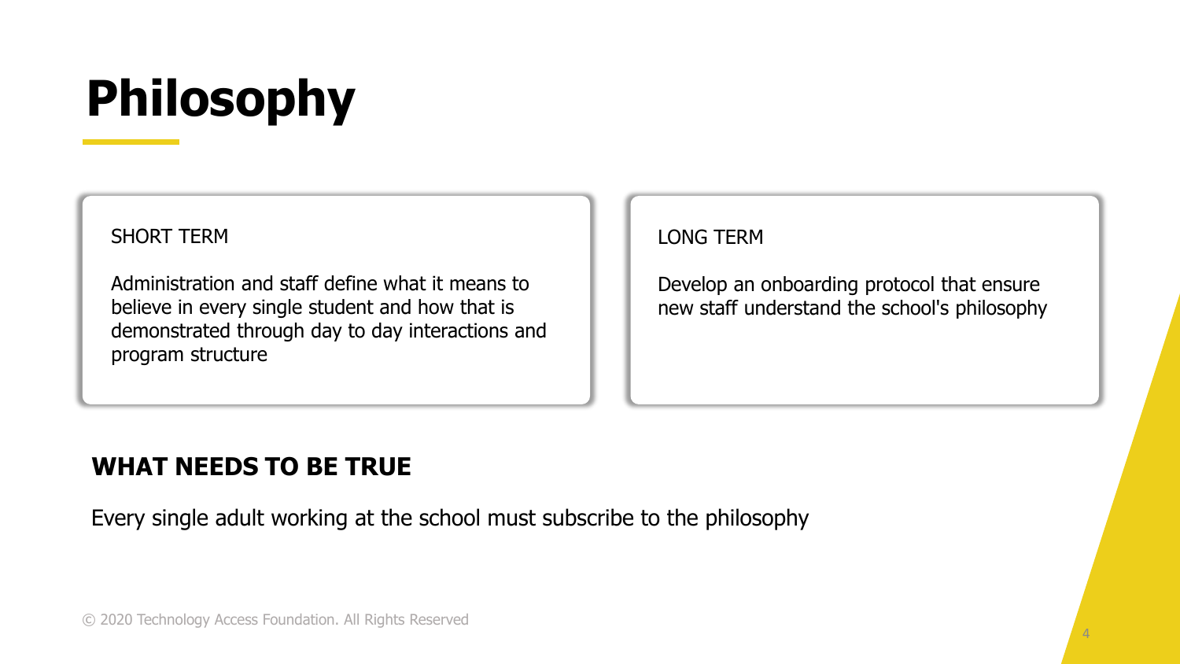# Philosophy

SHORT TERM

Administration and staff define what it means to believe in every single student and how that is demonstrated through day to day interactions and program structure

LONG TERM

Develop an onboarding protocol that ensure new staff understand the school's philosophy

## WHAT NEEDS TO BE TRUE

Every single adult working at the school must subscribe to the philosophy

© 2020 Technology Access Foundation. All Rights Reserved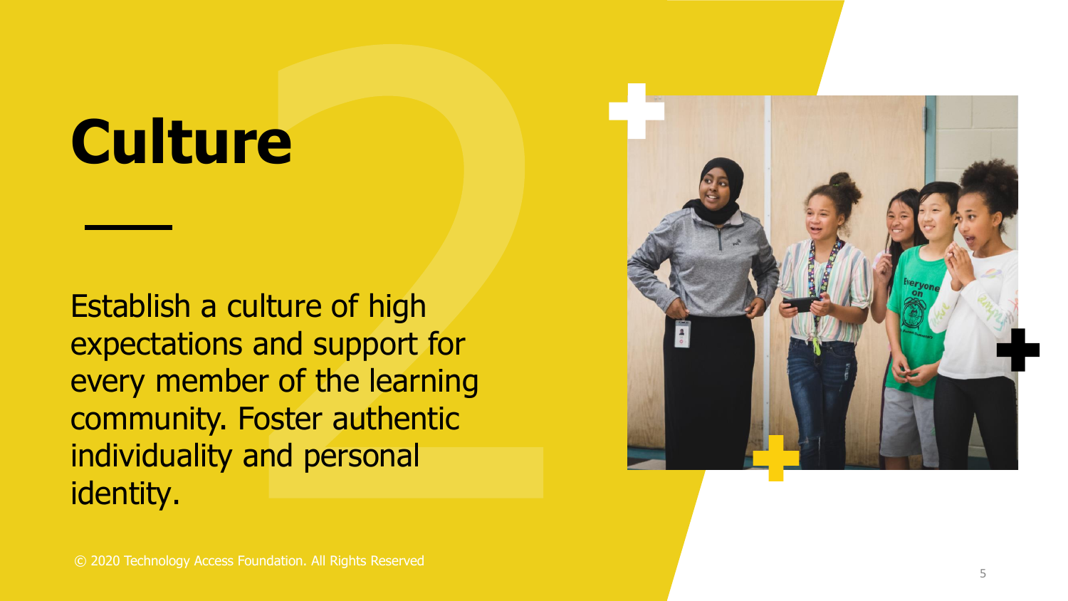# Culture

Establish a culture of high expectations and support for every member of the learning community. Foster authentic individuality and personal identity.

© 2020 Technology Access Foundation. All Rights Reserved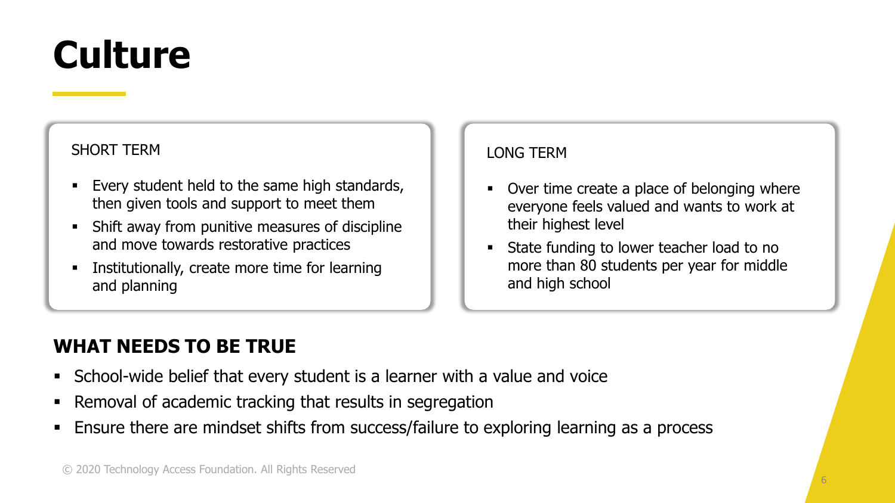# Culture

## SHORT TERM

- Every student held to the same high standards, then given tools and support to meet them
- Shift away from punitive measures of discipline and move towards restorative practices
- Institutionally, create more time for learning and planning

## LONG TERM

- Over time create a place of belonging where everyone feels valued and wants to work at their highest level
- State funding to lower teacher load to no more than 80 students per year for middle and high school

## WHAT NEEDS TO BE TRUE

- School-wide belief that every student is a learner with a value and voice
- Removal of academic tracking that results in segregation
- Ensure there are mindset shifts from success/failure to exploring learning as a process

© 2020 Technology Access Foundation. All Rights Reserved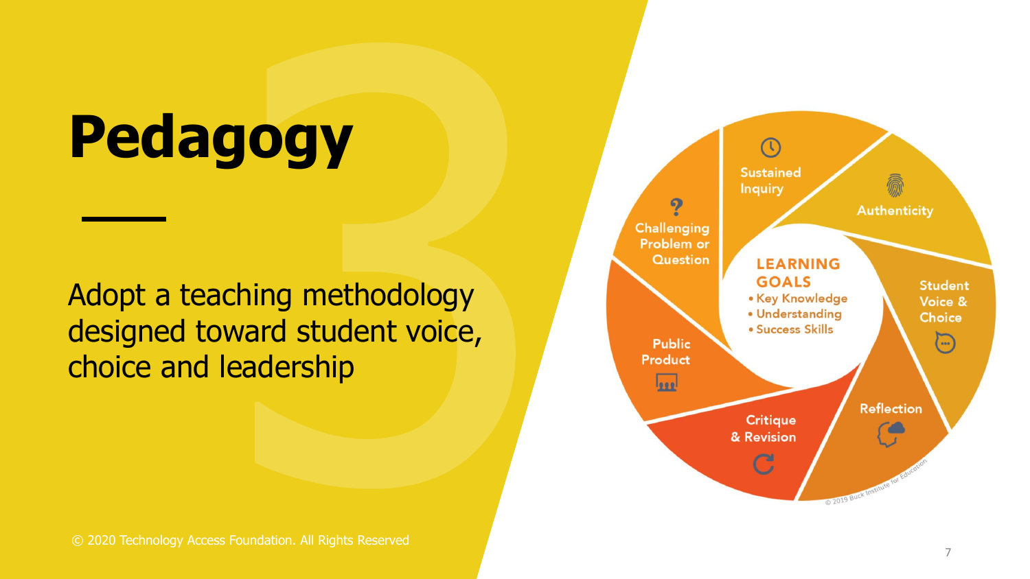# Pedagogy

Adopt a teaching methodology designed toward student voice, choice and leadership

Sustained Inquiry

Authenticity

Student Voice & Choice

Reflection

Critique & Revision

Public Product

Challenging Problem or Question

**LEARNING GOALS**
- Key Knowledge
- Understanding
- Success Skills

© 2019 Buck Institute for Education

© 2020 Technology Access Foundation. All Rights Reserved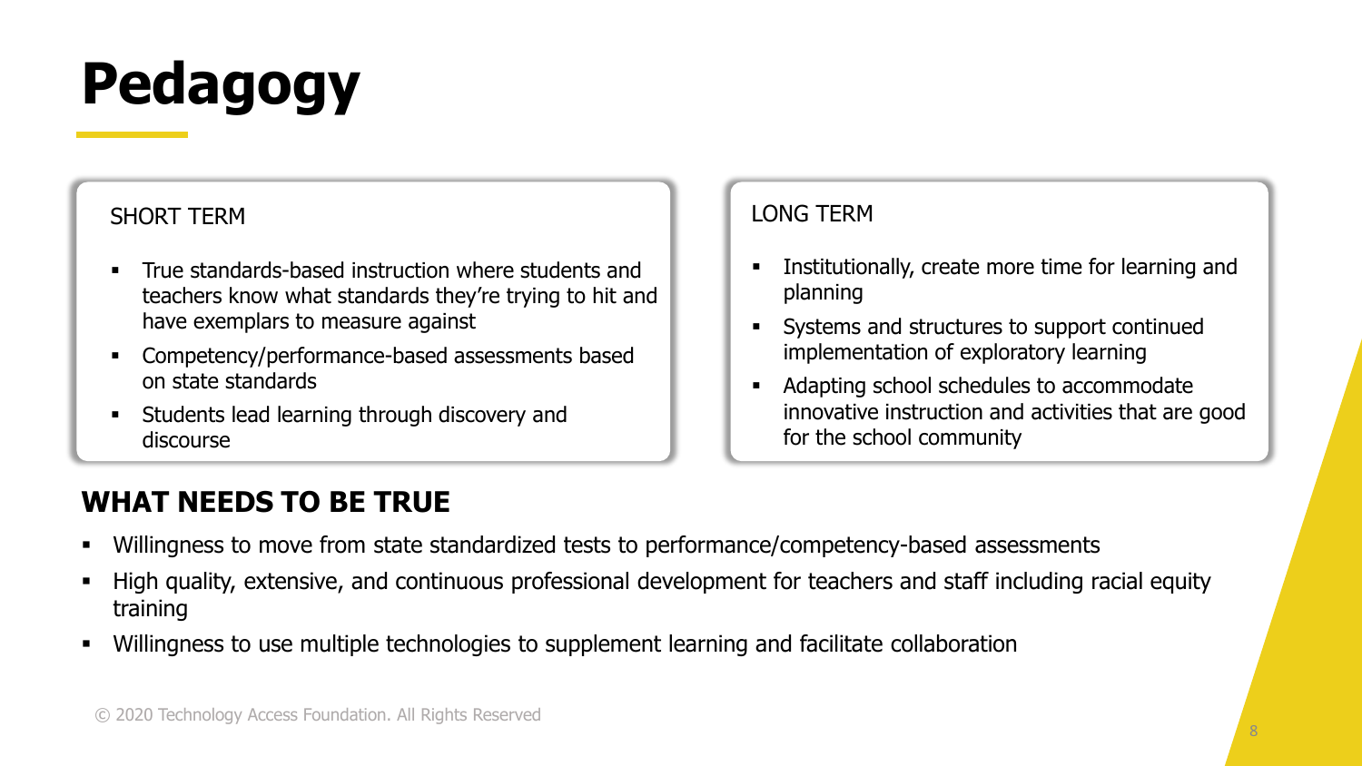# Pedagogy

### SHORT TERM

- True standards-based instruction where students and teachers know what standards they're trying to hit and have exemplars to measure against
- Competency/performance-based assessments based on state standards
- Students lead learning through discovery and discourse

### LONG TERM

- Institutionally, create more time for learning and planning
- Systems and structures to support continued implementation of exploratory learning
- Adapting school schedules to accommodate innovative instruction and activities that are good for the school community

## WHAT NEEDS TO BE TRUE

- Willingness to move from state standardized tests to performance/competency-based assessments
- High quality, extensive, and continuous professional development for teachers and staff including racial equity training
- Willingness to use multiple technologies to supplement learning and facilitate collaboration

© 2020 Technology Access Foundation. All Rights Reserved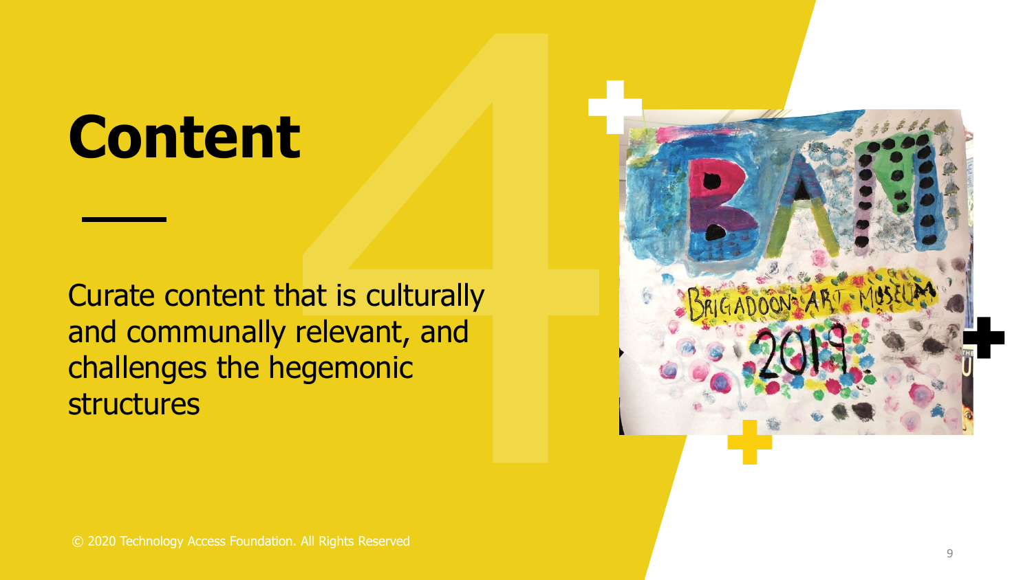# Content

Curate content that is culturally and communally relevant, and challenges the hegemonic structures

© 2020 Technology Access Foundation. All Rights Reserved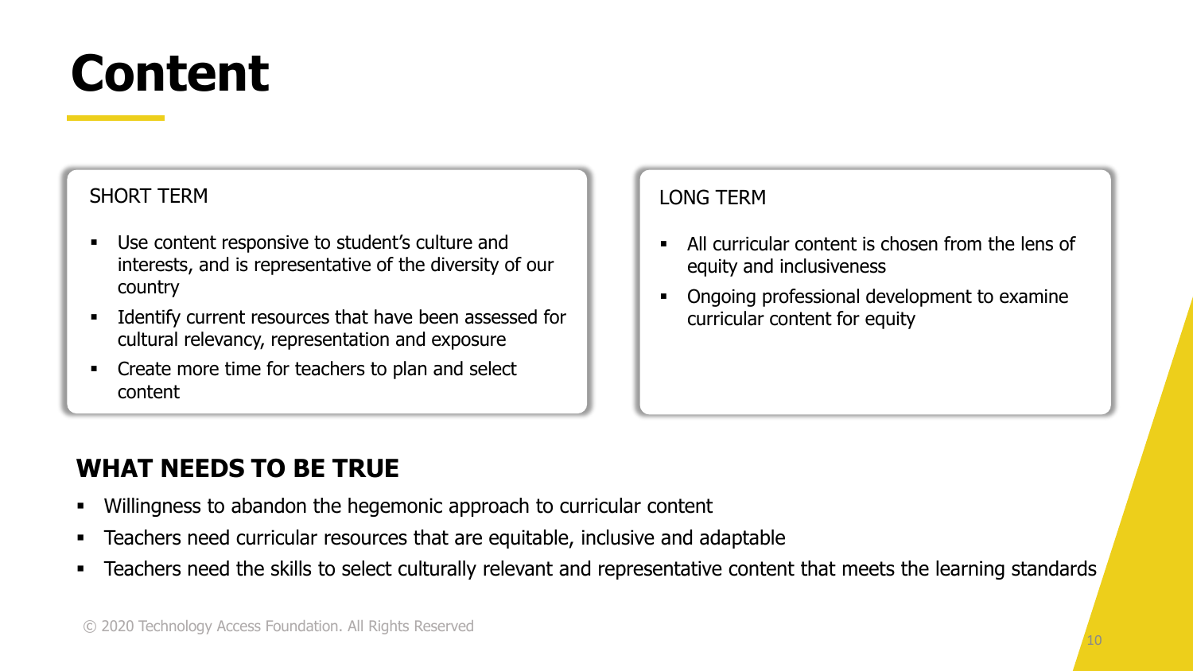# Content

### SHORT TERM

- Use content responsive to student's culture and interests, and is representative of the diversity of our country
- Identify current resources that have been assessed for cultural relevancy, representation and exposure
- Create more time for teachers to plan and select content

### LONG TERM

- All curricular content is chosen from the lens of equity and inclusiveness
- Ongoing professional development to examine curricular content for equity

## WHAT NEEDS TO BE TRUE

- Willingness to abandon the hegemonic approach to curricular content
- Teachers need curricular resources that are equitable, inclusive and adaptable
- Teachers need the skills to select culturally relevant and representative content that meets the learning standards

© 2020 Technology Access Foundation. All Rights Reserved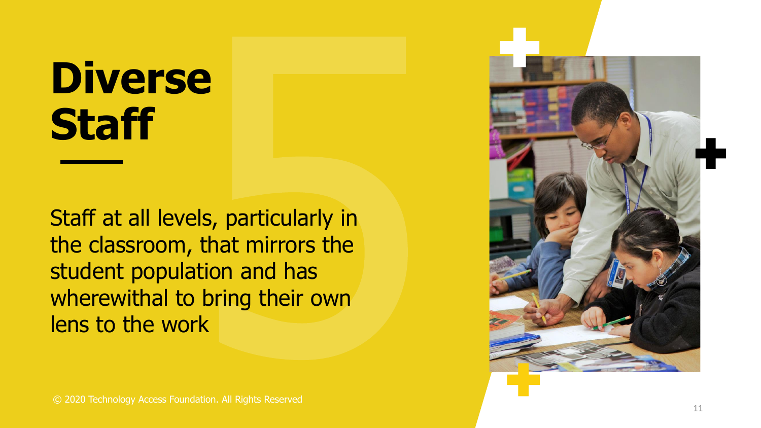# Diverse Staff

Staff at all levels, particularly in the classroom, that mirrors the student population and has wherewithal to bring their own lens to the work

© 2020 Technology Access Foundation. All Rights Reserved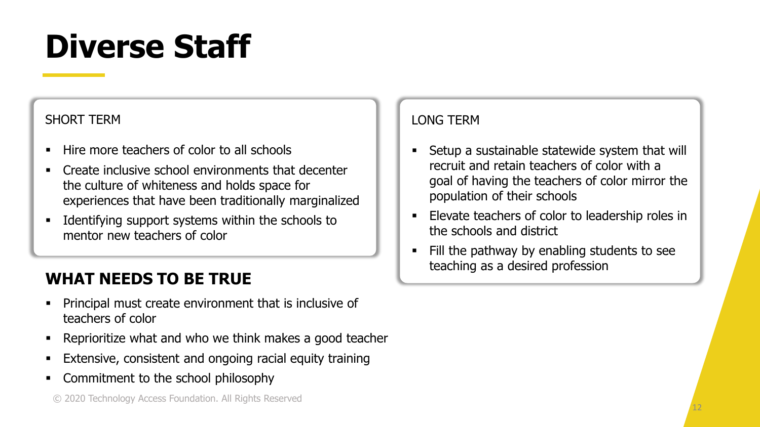# Diverse Staff

SHORT TERM

- Hire more teachers of color to all schools
- Create inclusive school environments that decenter the culture of whiteness and holds space for experiences that have been traditionally marginalized
- Identifying support systems within the schools to mentor new teachers of color

LONG TERM

- Setup a sustainable statewide system that will recruit and retain teachers of color with a goal of having the teachers of color mirror the population of their schools
- Elevate teachers of color to leadership roles in the schools and district
- Fill the pathway by enabling students to see teaching as a desired profession

## WHAT NEEDS TO BE TRUE

- Principal must create environment that is inclusive of teachers of color
- Reprioritize what and who we think makes a good teacher
- Extensive, consistent and ongoing racial equity training
- Commitment to the school philosophy

© 2020 Technology Access Foundation. All Rights Reserved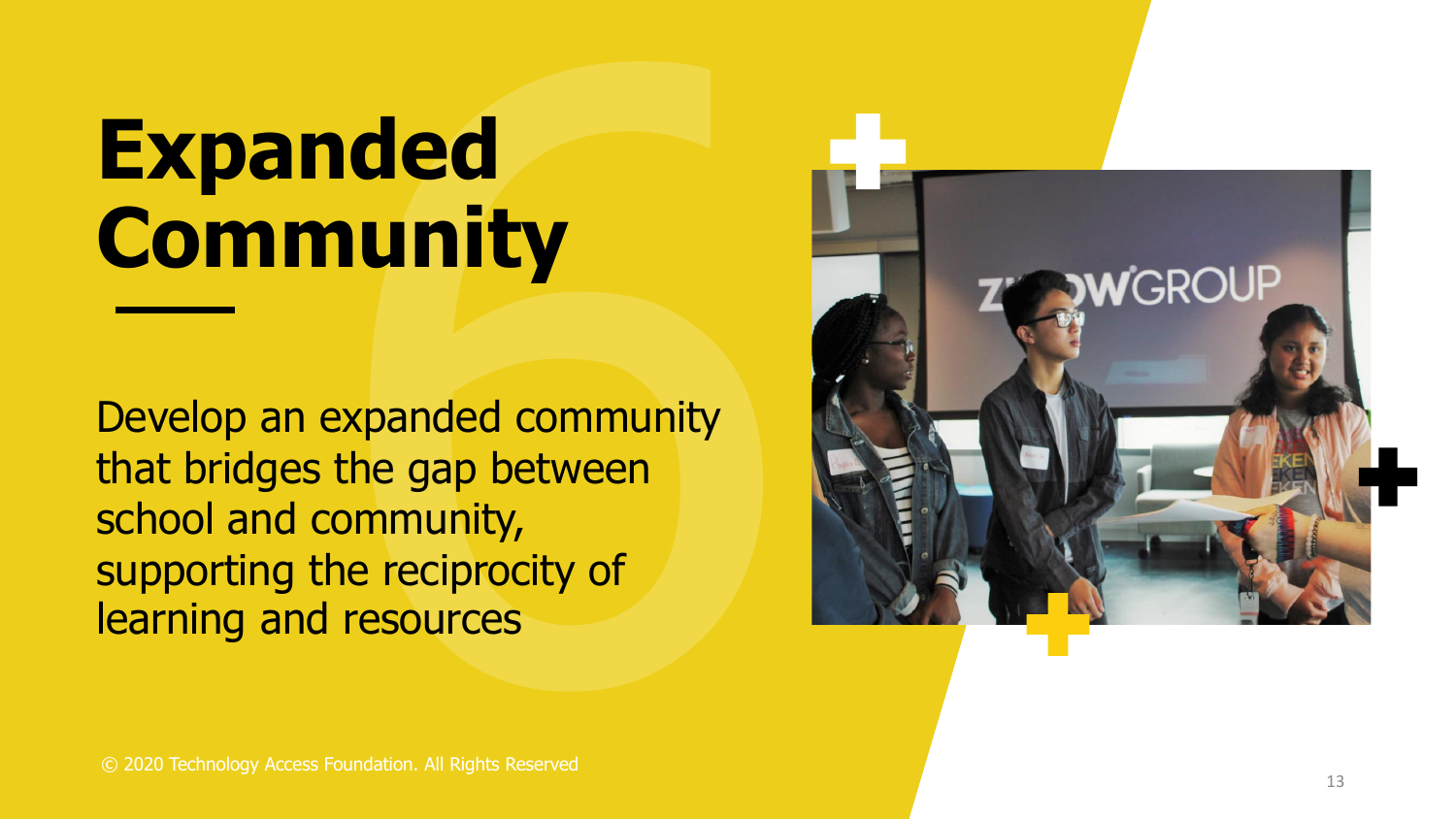# Expanded Community

Develop an expanded community that bridges the gap between school and community, supporting the reciprocity of learning and resources

© 2020 Technology Access Foundation. All Rights Reserved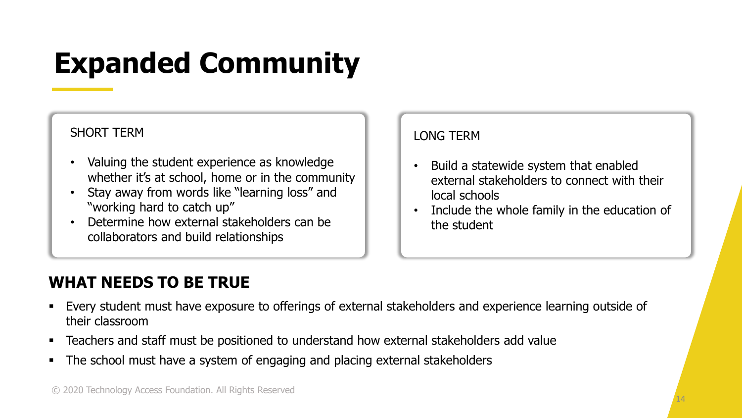# Expanded Community

SHORT TERM

- Valuing the student experience as knowledge whether it's at school, home or in the community
- Stay away from words like "learning loss" and "working hard to catch up"
- Determine how external stakeholders can be collaborators and build relationships

LONG TERM

- Build a statewide system that enabled external stakeholders to connect with their local schools
- Include the whole family in the education of the student

## WHAT NEEDS TO BE TRUE

- Every student must have exposure to offerings of external stakeholders and experience learning outside of their classroom
- Teachers and staff must be positioned to understand how external stakeholders add value
- The school must have a system of engaging and placing external stakeholders

© 2020 Technology Access Foundation. All Rights Reserved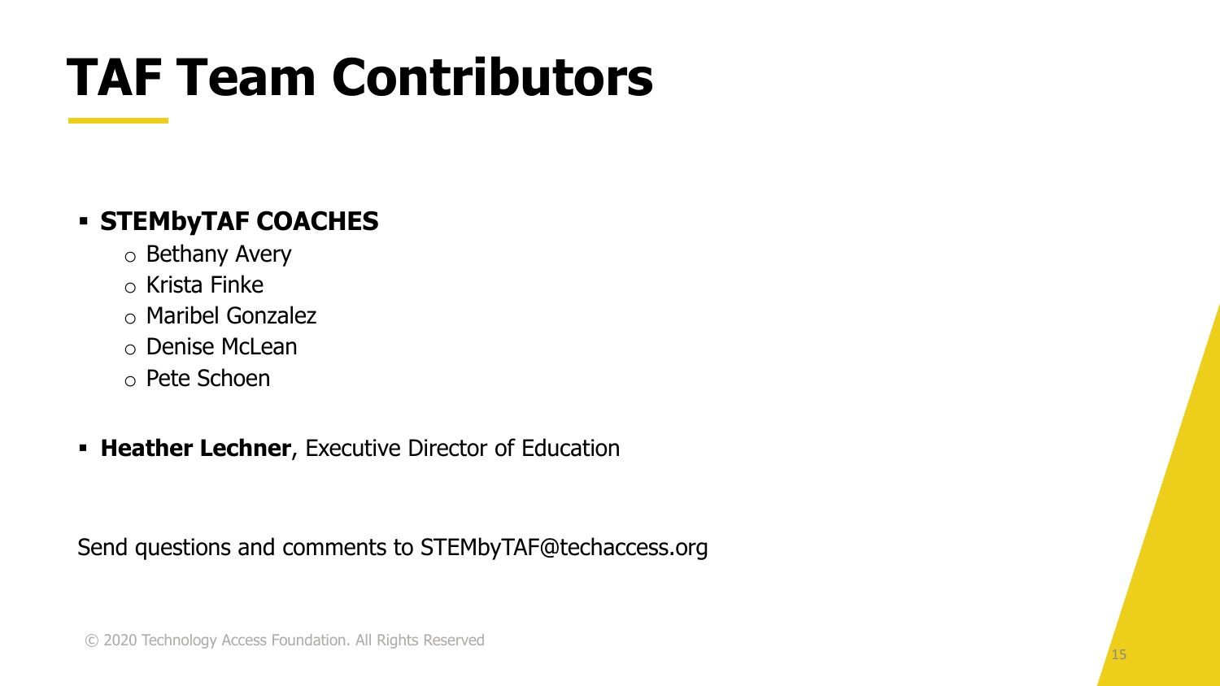# TAF Team Contributors

- **STEMbyTAF COACHES**
  - Bethany Avery
  - Krista Finke
  - Maribel Gonzalez
  - Denise McLean
  - Pete Schoen

- **Heather Lechner**, Executive Director of Education

Send questions and comments to STEMbyTAF@techaccess.org

© 2020 Technology Access Foundation. All Rights Reserved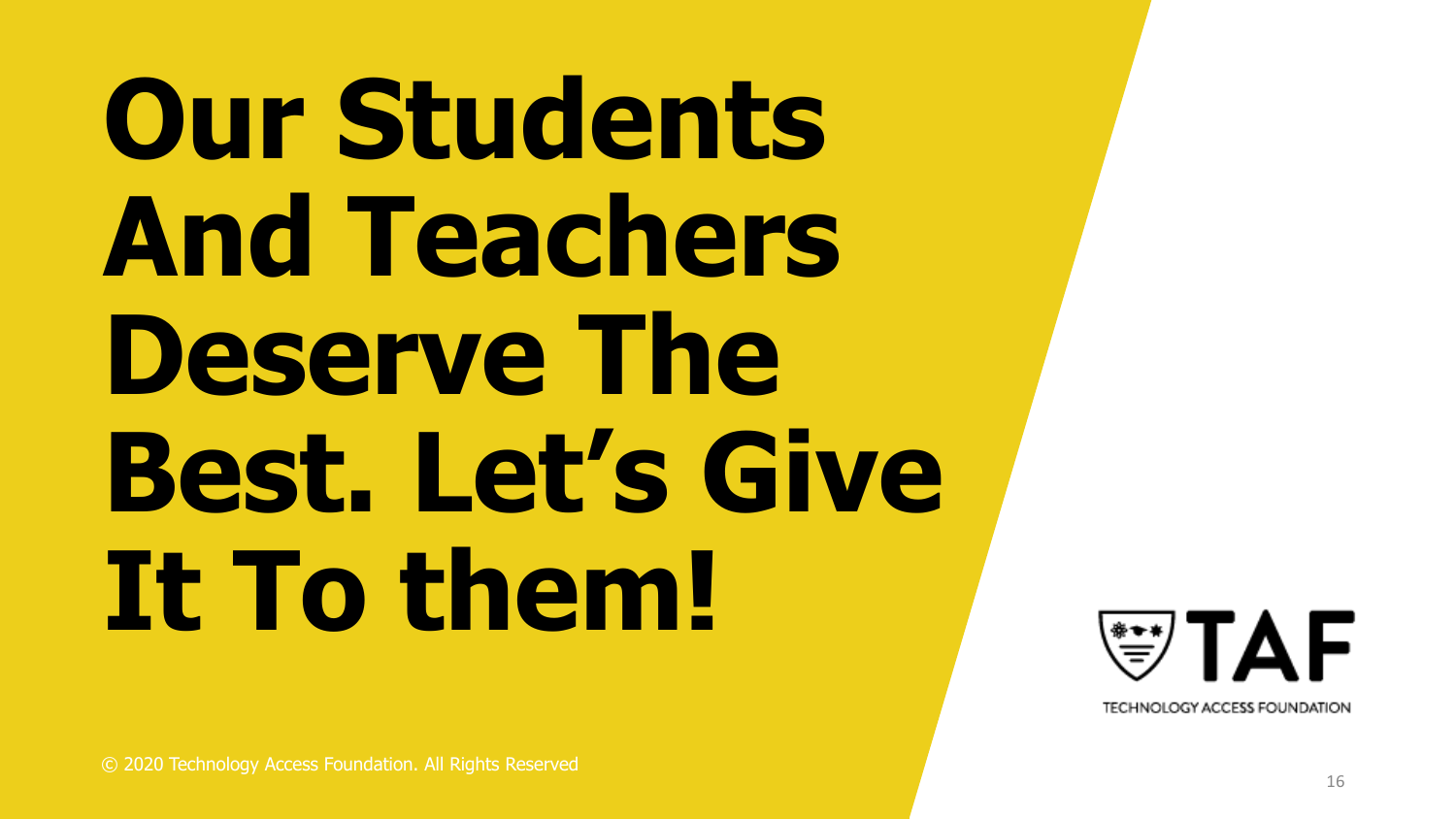# Our Students And Teachers Deserve The Best. Let's Give It To them!

TAF

TECHNOLOGY ACCESS FOUNDATION

© 2020 Technology Access Foundation. All Rights Reserved